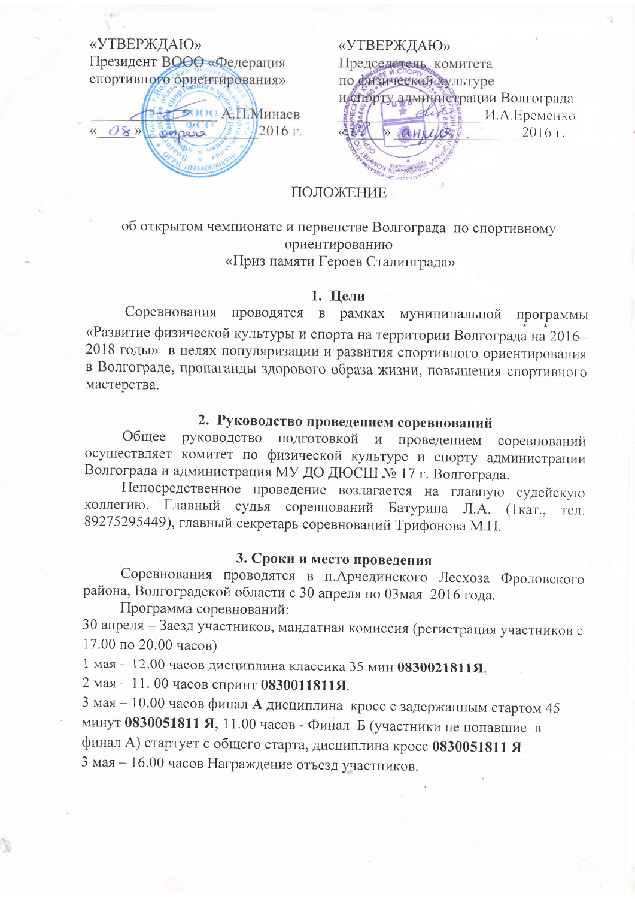«УТВЕРЖДАЮ»
Президент ВООО «Федерация спортивного ориентирования»

_______________ А.П.Минаев
«_08_» _апреля_ 2016 г.

«УТВЕРЖДАЮ»
Председатель комитета по физической культуре и спорту администрации Волгограда

_______________ И.А.Еременко
«___» _апреля_ 2016 г.

# ПОЛОЖЕНИЕ

об открытом чемпионате и первенстве Волгограда по спортивному ориентированию
«Приз памяти Героев Сталинграда»

## 1. Цели

Соревнования проводятся в рамках муниципальной программы «Развитие физической культуры и спорта на территории Волгограда на 2016-2018 годы» в целях популяризации и развития спортивного ориентирования в Волгограде, пропаганды здорового образа жизни, повышения спортивного мастерства.

## 2. Руководство проведением соревнований

Общее руководство подготовкой и проведением соревнований осуществляет комитет по физической культуре и спорту администрации Волгограда и администрация МУ ДО ДЮСШ № 17 г. Волгограда.

Непосредственное проведение возлагается на главную судейскую коллегию. Главный судья соревнований Батурина Л.А. (1кат., тел. 89275295449), главный секретарь соревнований Трифонова М.П.

## 3. Сроки и место проведения

Соревнования проводятся в п.Арчединского Лесхоза Фроловского района, Волгоградской области с 30 апреля по 03мая 2016 года.

Программа соревнований:

30 апреля – Заезд участников, мандатная комиссия (регистрация участников с 17.00 по 20.00 часов)

1 мая – 12.00 часов дисциплина классика 35 мин **0830021811Я**.

2 мая – 11. 00 часов спринт **0830011811Я**.

3 мая – 10.00 часов финал **А** дисциплина кросс с задержанным стартом 45 минут **0830051811 Я**, 11.00 часов - Финал Б (участники не попавшие в финал А) стартует с общего старта, дисциплина кросс **0830051811 Я**

3 мая – 16.00 часов Награждение отъезд участников.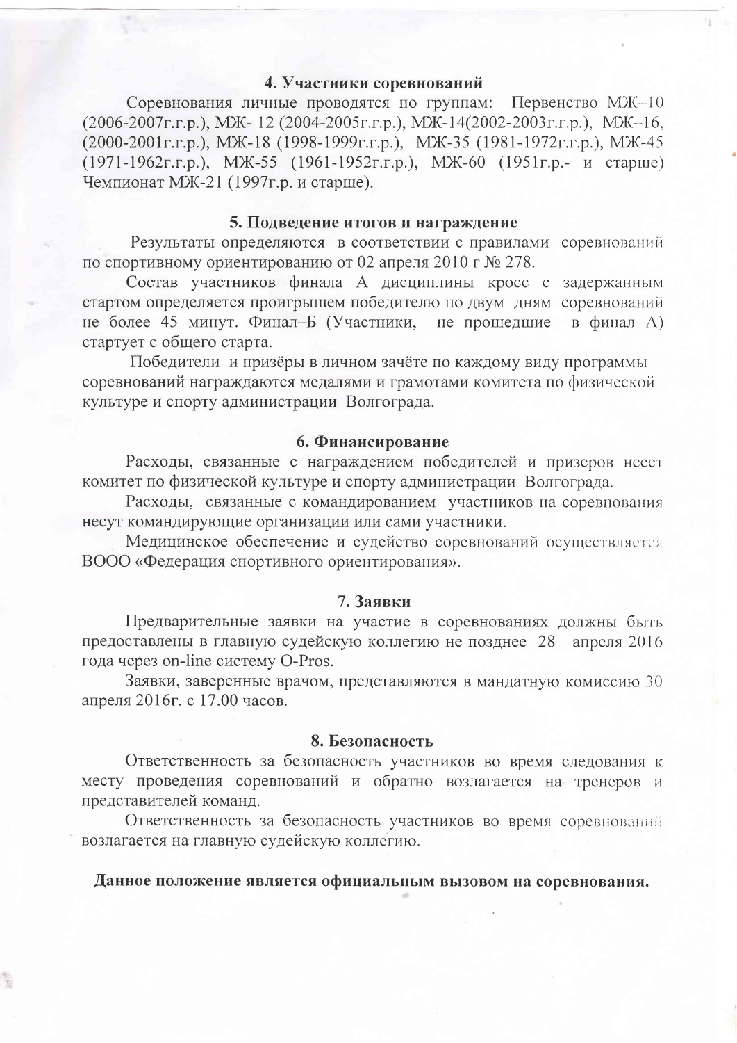## 4. Участники соревнований

Соревнования личные проводятся по группам: Первенство МЖ–10 (2006-2007г.г.р.), МЖ- 12 (2004-2005г.г.р.), МЖ-14(2002-2003г.г.р.), МЖ–16, (2000-2001г.г.р.), МЖ-18 (1998-1999г.г.р.), МЖ-35 (1981-1972г.г.р.), МЖ-45 (1971-1962г.г.р.), МЖ-55 (1961-1952г.г.р.), МЖ-60 (1951г.р.- и старше) Чемпионат МЖ-21 (1997г.р. и старше).

## 5. Подведение итогов и награждение

Результаты определяются в соответствии с правилами соревнований по спортивному ориентированию от 02 апреля 2010 г № 278.

Состав участников финала А дисциплины кросс с задержанным стартом определяется проигрышем победителю по двум дням соревнований не более 45 минут. Финал–Б (Участники, не прошедшие в финал А) стартует с общего старта.

Победители и призёры в личном зачёте по каждому виду программы соревнований награждаются медалями и грамотами комитета по физической культуре и спорту администрации Волгограда.

## 6. Финансирование

Расходы, связанные с награждением победителей и призеров несет комитет по физической культуре и спорту администрации Волгограда.

Расходы, связанные с командированием участников на соревнования несут командирующие организации или сами участники.

Медицинское обеспечение и судейство соревнований осуществляется ВООО «Федерация спортивного ориентирования».

## 7. Заявки

Предварительные заявки на участие в соревнованиях должны быть предоставлены в главную судейскую коллегию не позднее 28 апреля 2016 года через on-line систему O-Pros.

Заявки, заверенные врачом, представляются в мандатную комиссию 30 апреля 2016г. с 17.00 часов.

## 8. Безопасность

Ответственность за безопасность участников во время следования к месту проведения соревнований и обратно возлагается на тренеров и представителей команд.

Ответственность за безопасность участников во время соревнований возлагается на главную судейскую коллегию.

**Данное положение является официальным вызовом на соревнования.**